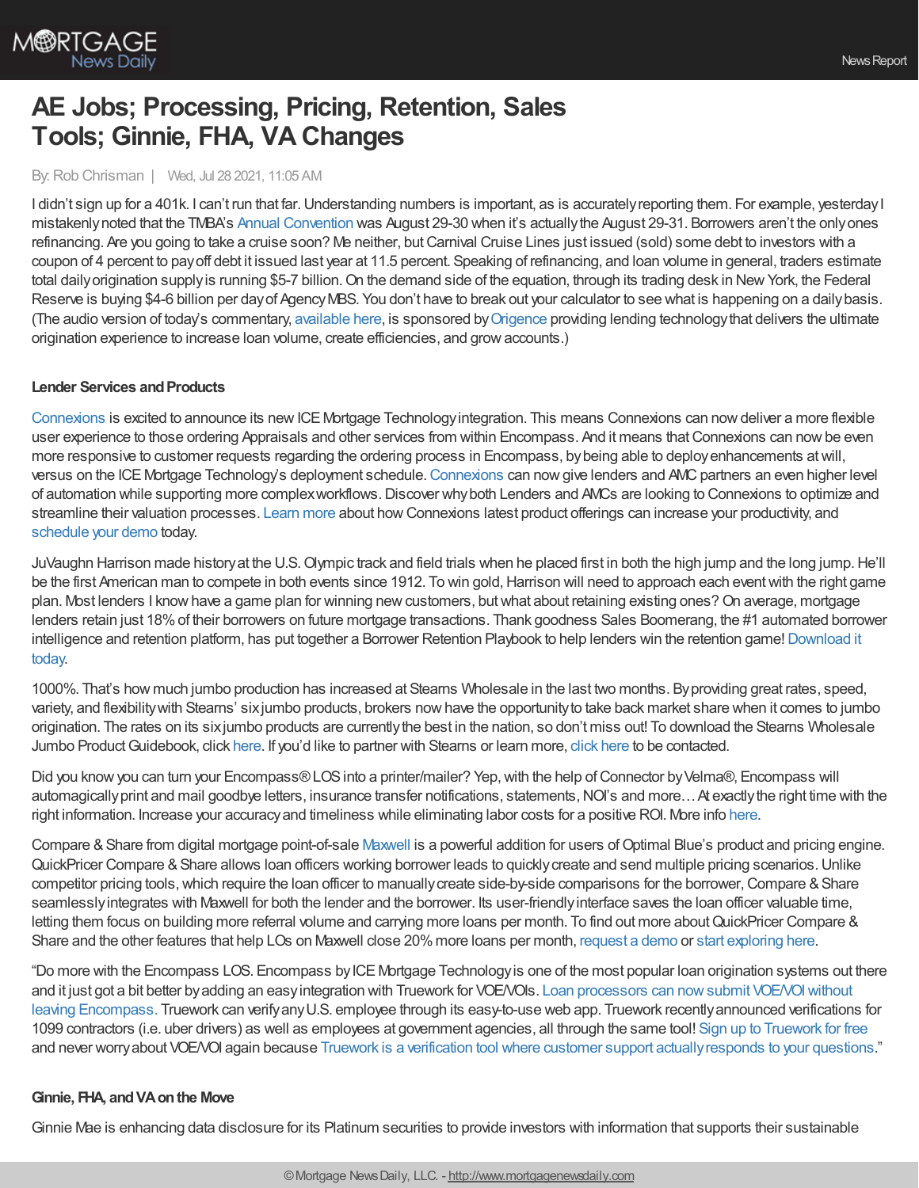# AE Jobs; Processing, Pricing, Retention, Sales Tools; Ginnie, FHA, VA Changes

By: Rob Chrisman | Wed, Jul 28 2021, 11:05 AM

I didn't sign up for a 401k. I can't run that far. Understanding numbers is important, as is accurately reporting them. For example, yesterday I mistakenly noted that the TMBA's Annual Convention was August 29-30 when it's actually the August 29-31. Borrowers aren't the only ones refinancing. Are you going to take a cruise soon? Me neither, but Carnival Cruise Lines just issued (sold) some debt to investors with a coupon of 4 percent to pay off debt it issued last year at 11.5 percent. Speaking of refinancing, and loan volume in general, traders estimate total daily origination supply is running $5-7 billion. On the demand side of the equation, through its trading desk in New York, the Federal Reserve is buying $4-6 billion per day of Agency MBS. You don't have to break out your calculator to see what is happening on a daily basis. (The audio version of today's commentary, available here, is sponsored by Origence providing lending technology that delivers the ultimate origination experience to increase loan volume, create efficiencies, and grow accounts.)

**Lender Services and Products**

Connexions is excited to announce its new ICE Mortgage Technology integration. This means Connexions can now deliver a more flexible user experience to those ordering Appraisals and other services from within Encompass. And it means that Connexions can now be even more responsive to customer requests regarding the ordering process in Encompass, by being able to deploy enhancements at will, versus on the ICE Mortgage Technology's deployment schedule. Connexions can now give lenders and AMC partners an even higher level of automation while supporting more complex workflows. Discover why both Lenders and AMCs are looking to Connexions to optimize and streamline their valuation processes. Learn more about how Connexions latest product offerings can increase your productivity, and schedule your demo today.

JuVaughn Harrison made history at the U.S. Olympic track and field trials when he placed first in both the high jump and the long jump. He'll be the first American man to compete in both events since 1912. To win gold, Harrison will need to approach each event with the right game plan. Most lenders I know have a game plan for winning new customers, but what about retaining existing ones? On average, mortgage lenders retain just 18% of their borrowers on future mortgage transactions. Thank goodness Sales Boomerang, the #1 automated borrower intelligence and retention platform, has put together a Borrower Retention Playbook to help lenders win the retention game! Download it today.

1000%. That's how much jumbo production has increased at Stearns Wholesale in the last two months. By providing great rates, speed, variety, and flexibility with Stearns' six jumbo products, brokers now have the opportunity to take back market share when it comes to jumbo origination. The rates on its six jumbo products are currently the best in the nation, so don't miss out! To download the Stearns Wholesale Jumbo Product Guidebook, click here. If you'd like to partner with Stearns or learn more, click here to be contacted.

Did you know you can turn your Encompass® LOS into a printer/mailer? Yep, with the help of Connector by Velma®, Encompass will automagically print and mail goodbye letters, insurance transfer notifications, statements, NOI's and more… At exactly the right time with the right information. Increase your accuracy and timeliness while eliminating labor costs for a positive ROI. More info here.

Compare & Share from digital mortgage point-of-sale Maxwell is a powerful addition for users of Optimal Blue's product and pricing engine. QuickPricer Compare & Share allows loan officers working borrower leads to quickly create and send multiple pricing scenarios. Unlike competitor pricing tools, which require the loan officer to manually create side-by-side comparisons for the borrower, Compare & Share seamlessly integrates with Maxwell for both the lender and the borrower. Its user-friendly interface saves the loan officer valuable time, letting them focus on building more referral volume and carrying more loans per month. To find out more about QuickPricer Compare & Share and the other features that help LOs on Maxwell close 20% more loans per month, request a demo or start exploring here.

"Do more with the Encompass LOS. Encompass by ICE Mortgage Technology is one of the most popular loan origination systems out there and it just got a bit better by adding an easy integration with Truework for VOE/VOIs. Loan processors can now submit VOE/VOI without leaving Encompass. Truework can verify any U.S. employee through its easy-to-use web app. Truework recently announced verifications for 1099 contractors (i.e. uber drivers) as well as employees at government agencies, all through the same tool! Sign up to Truework for free and never worry about VOE/VOI again because Truework is a verification tool where customer support actually responds to your questions."

**Ginnie, FHA, and VA on the Move**

Ginnie Mae is enhancing data disclosure for its Platinum securities to provide investors with information that supports their sustainable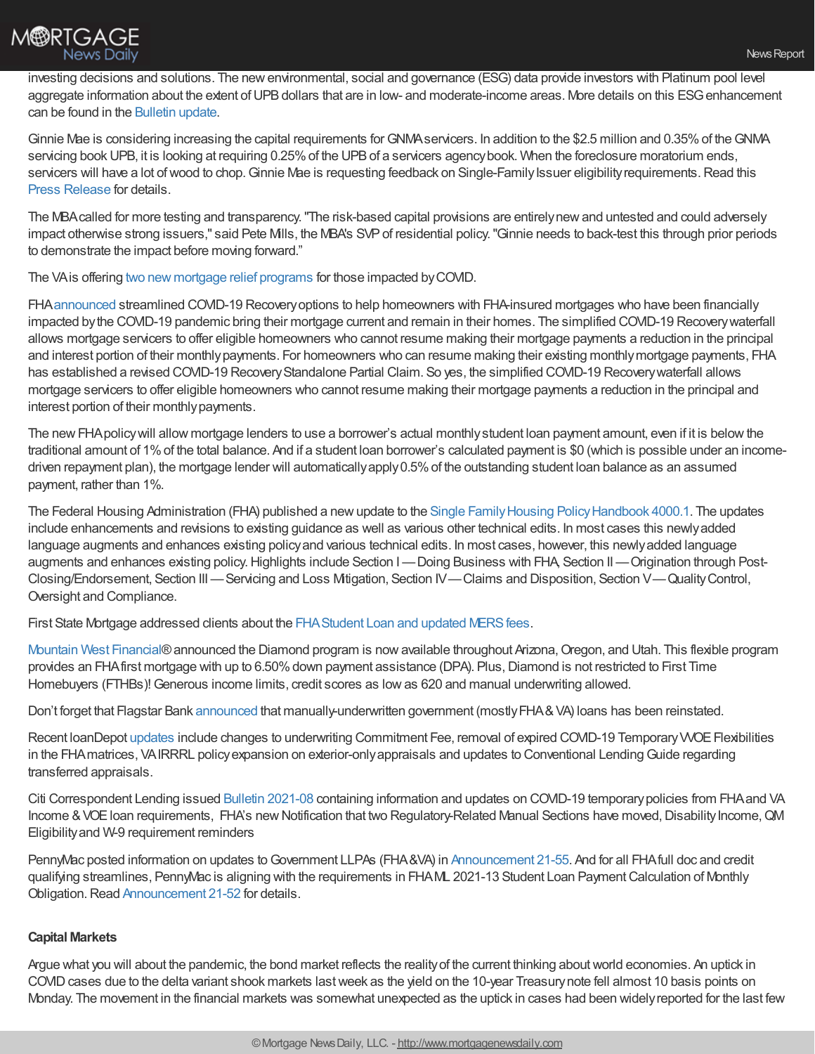investing decisions and solutions. The new environmental, social and governance (ESG) data provide investors with Platinum pool level aggregate information about the extent of UPB dollars that are in low- and moderate-income areas. More details on this ESG enhancement can be found in the Bulletin update.

Ginnie Mae is considering increasing the capital requirements for GNMA servicers. In addition to the $2.5 million and 0.35% of the GNMA servicing book UPB, it is looking at requiring 0.25% of the UPB of a servicers agency book. When the foreclosure moratorium ends, servicers will have a lot of wood to chop. Ginnie Mae is requesting feedback on Single-Family Issuer eligibility requirements. Read this Press Release for details.

The MBA called for more testing and transparency. "The risk-based capital provisions are entirely new and untested and could adversely impact otherwise strong issuers," said Pete Mills, the MBA's SVP of residential policy. "Ginnie needs to back-test this through prior periods to demonstrate the impact before moving forward."

The VA is offering two new mortgage relief programs for those impacted by COVID.

FHA announced streamlined COVID-19 Recovery options to help homeowners with FHA-insured mortgages who have been financially impacted by the COVID-19 pandemic bring their mortgage current and remain in their homes. The simplified COVID-19 Recovery waterfall allows mortgage servicers to offer eligible homeowners who cannot resume making their mortgage payments a reduction in the principal and interest portion of their monthly payments. For homeowners who can resume making their existing monthly mortgage payments, FHA has established a revised COVID-19 Recovery Standalone Partial Claim. So yes, the simplified COVID-19 Recovery waterfall allows mortgage servicers to offer eligible homeowners who cannot resume making their mortgage payments a reduction in the principal and interest portion of their monthly payments.

The new FHA policy will allow mortgage lenders to use a borrower's actual monthly student loan payment amount, even if it is below the traditional amount of 1% of the total balance. And if a student loan borrower's calculated payment is $0 (which is possible under an income-driven repayment plan), the mortgage lender will automatically apply 0.5% of the outstanding student loan balance as an assumed payment, rather than 1%.

The Federal Housing Administration (FHA) published a new update to the Single Family Housing Policy Handbook 4000.1. The updates include enhancements and revisions to existing guidance as well as various other technical edits. In most cases this newly added language augments and enhances existing policy and various technical edits. In most cases, however, this newly added language augments and enhances existing policy. Highlights include Section I — Doing Business with FHA, Section II — Origination through Post-Closing/Endorsement, Section III — Servicing and Loss Mitigation, Section IV — Claims and Disposition, Section V — Quality Control, Oversight and Compliance.

First State Mortgage addressed clients about the FHA Student Loan and updated MERS fees.

Mountain West Financial® announced the Diamond program is now available throughout Arizona, Oregon, and Utah. This flexible program provides an FHA first mortgage with up to 6.50% down payment assistance (DPA). Plus, Diamond is not restricted to First Time Homebuyers (FTHBs)! Generous income limits, credit scores as low as 620 and manual underwriting allowed.

Don't forget that Flagstar Bank announced that manually-underwritten government (mostly FHA & VA) loans has been reinstated.

Recent loanDepot updates include changes to underwriting Commitment Fee, removal of expired COVID-19 Temporary VOE Flexibilities in the FHA matrices, VA IRRRL policy expansion on exterior-only appraisals and updates to Conventional Lending Guide regarding transferred appraisals.

Citi Correspondent Lending issued Bulletin 2021-08 containing information and updates on COVID-19 temporary policies from FHA and VA Income & VOE loan requirements, FHA's new Notification that two Regulatory-Related Manual Sections have moved, Disability Income, QM Eligibility and W-9 requirement reminders

PennyMac posted information on updates to Government LLPAs (FHA&VA) in Announcement 21-55. And for all FHA full doc and credit qualifying streamlines, PennyMac is aligning with the requirements in FHA ML 2021-13 Student Loan Payment Calculation of Monthly Obligation. Read Announcement 21-52 for details.

**Capital Markets**

Argue what you will about the pandemic, the bond market reflects the reality of the current thinking about world economies. An uptick in COVID cases due to the delta variant shook markets last week as the yield on the 10-year Treasury note fell almost 10 basis points on Monday. The movement in the financial markets was somewhat unexpected as the uptick in cases had been widely reported for the last few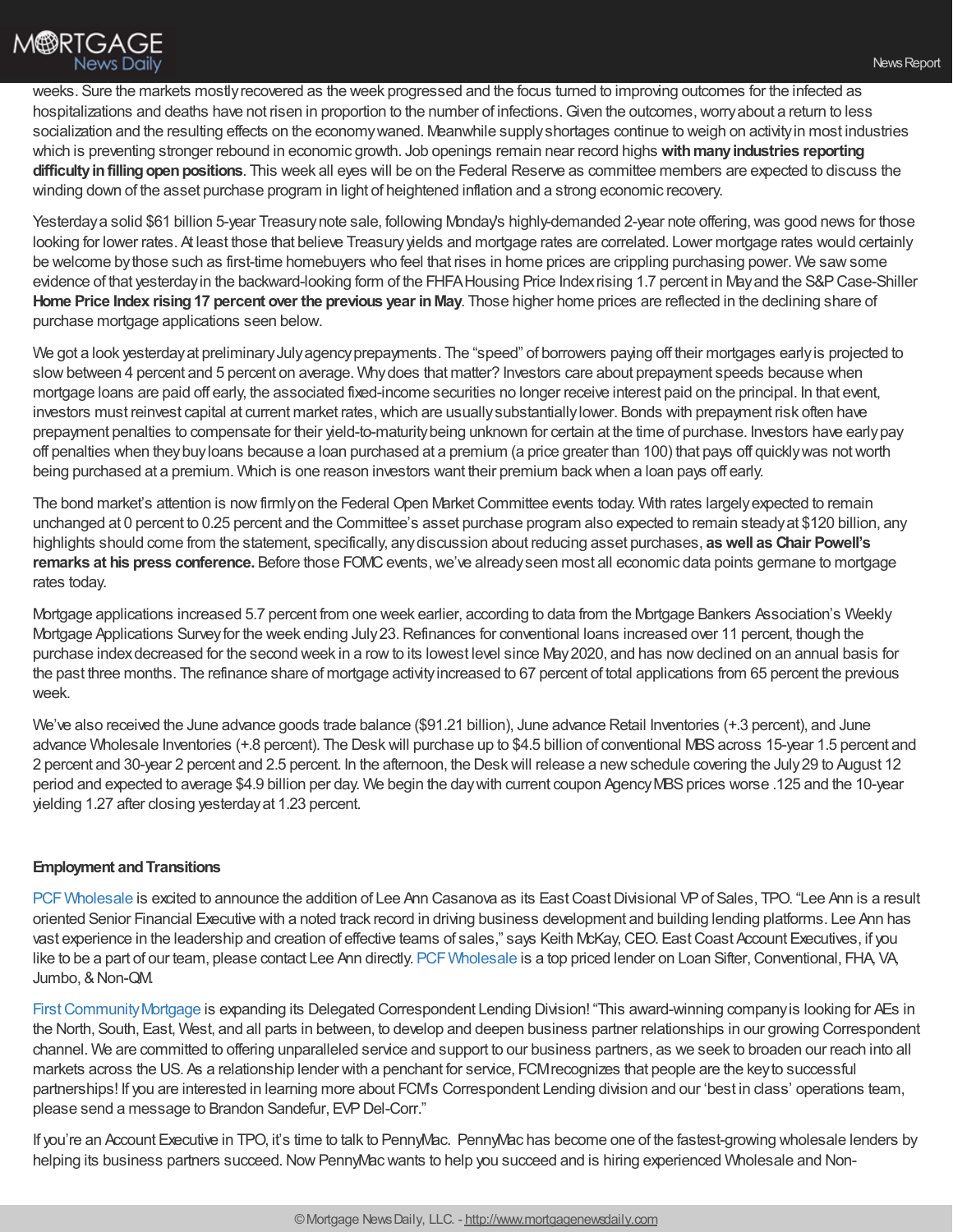weeks. Sure the markets mostly recovered as the week progressed and the focus turned to improving outcomes for the infected as hospitalizations and deaths have not risen in proportion to the number of infections. Given the outcomes, worry about a return to less socialization and the resulting effects on the economy waned. Meanwhile supply shortages continue to weigh on activity in most industries which is preventing stronger rebound in economic growth. Job openings remain near record highs **with many industries reporting difficulty in filling open positions**. This week all eyes will be on the Federal Reserve as committee members are expected to discuss the winding down of the asset purchase program in light of heightened inflation and a strong economic recovery.

Yesterday a solid $61 billion 5-year Treasury note sale, following Monday's highly-demanded 2-year note offering, was good news for those looking for lower rates. At least those that believe Treasury yields and mortgage rates are correlated. Lower mortgage rates would certainly be welcome by those such as first-time homebuyers who feel that rises in home prices are crippling purchasing power. We saw some evidence of that yesterday in the backward-looking form of the FHFA Housing Price Index rising 1.7 percent in May and the S&P Case-Shiller **Home Price Index rising 17 percent over the previous year in May**. Those higher home prices are reflected in the declining share of purchase mortgage applications seen below.

We got a look yesterday at preliminary July agency prepayments. The "speed" of borrowers paying off their mortgages early is projected to slow between 4 percent and 5 percent on average. Why does that matter? Investors care about prepayment speeds because when mortgage loans are paid off early, the associated fixed-income securities no longer receive interest paid on the principal. In that event, investors must reinvest capital at current market rates, which are usually substantially lower. Bonds with prepayment risk often have prepayment penalties to compensate for their yield-to-maturity being unknown for certain at the time of purchase. Investors have early pay off penalties when they buy loans because a loan purchased at a premium (a price greater than 100) that pays off quickly was not worth being purchased at a premium. Which is one reason investors want their premium back when a loan pays off early.

The bond market's attention is now firmly on the Federal Open Market Committee events today. With rates largely expected to remain unchanged at 0 percent to 0.25 percent and the Committee's asset purchase program also expected to remain steady at $120 billion, any highlights should come from the statement, specifically, any discussion about reducing asset purchases, **as well as Chair Powell's remarks at his press conference.** Before those FOMC events, we've already seen most all economic data points germane to mortgage rates today.

Mortgage applications increased 5.7 percent from one week earlier, according to data from the Mortgage Bankers Association's Weekly Mortgage Applications Survey for the week ending July 23. Refinances for conventional loans increased over 11 percent, though the purchase index decreased for the second week in a row to its lowest level since May 2020, and has now declined on an annual basis for the past three months. The refinance share of mortgage activity increased to 67 percent of total applications from 65 percent the previous week.

We've also received the June advance goods trade balance ($91.21 billion), June advance Retail Inventories (+.3 percent), and June advance Wholesale Inventories (+.8 percent). The Desk will purchase up to $4.5 billion of conventional MBS across 15-year 1.5 percent and 2 percent and 30-year 2 percent and 2.5 percent. In the afternoon, the Desk will release a new schedule covering the July 29 to August 12 period and expected to average $4.9 billion per day. We begin the day with current coupon Agency MBS prices worse .125 and the 10-year yielding 1.27 after closing yesterday at 1.23 percent.

## Employment and Transitions

PCF Wholesale is excited to announce the addition of Lee Ann Casanova as its East Coast Divisional VP of Sales, TPO. "Lee Ann is a result oriented Senior Financial Executive with a noted track record in driving business development and building lending platforms. Lee Ann has vast experience in the leadership and creation of effective teams of sales," says Keith McKay, CEO. East Coast Account Executives, if you like to be a part of our team, please contact Lee Ann directly. PCF Wholesale is a top priced lender on Loan Sifter, Conventional, FHA, VA, Jumbo, & Non-QM.

First Community Mortgage is expanding its Delegated Correspondent Lending Division! "This award-winning company is looking for AEs in the North, South, East, West, and all parts in between, to develop and deepen business partner relationships in our growing Correspondent channel. We are committed to offering unparalleled service and support to our business partners, as we seek to broaden our reach into all markets across the US. As a relationship lender with a penchant for service, FCM recognizes that people are the key to successful partnerships! If you are interested in learning more about FCM's Correspondent Lending division and our 'best in class' operations team, please send a message to Brandon Sandefur, EVP Del-Corr."

If you're an Account Executive in TPO, it's time to talk to PennyMac. PennyMac has become one of the fastest-growing wholesale lenders by helping its business partners succeed. Now PennyMac wants to help you succeed and is hiring experienced Wholesale and Non-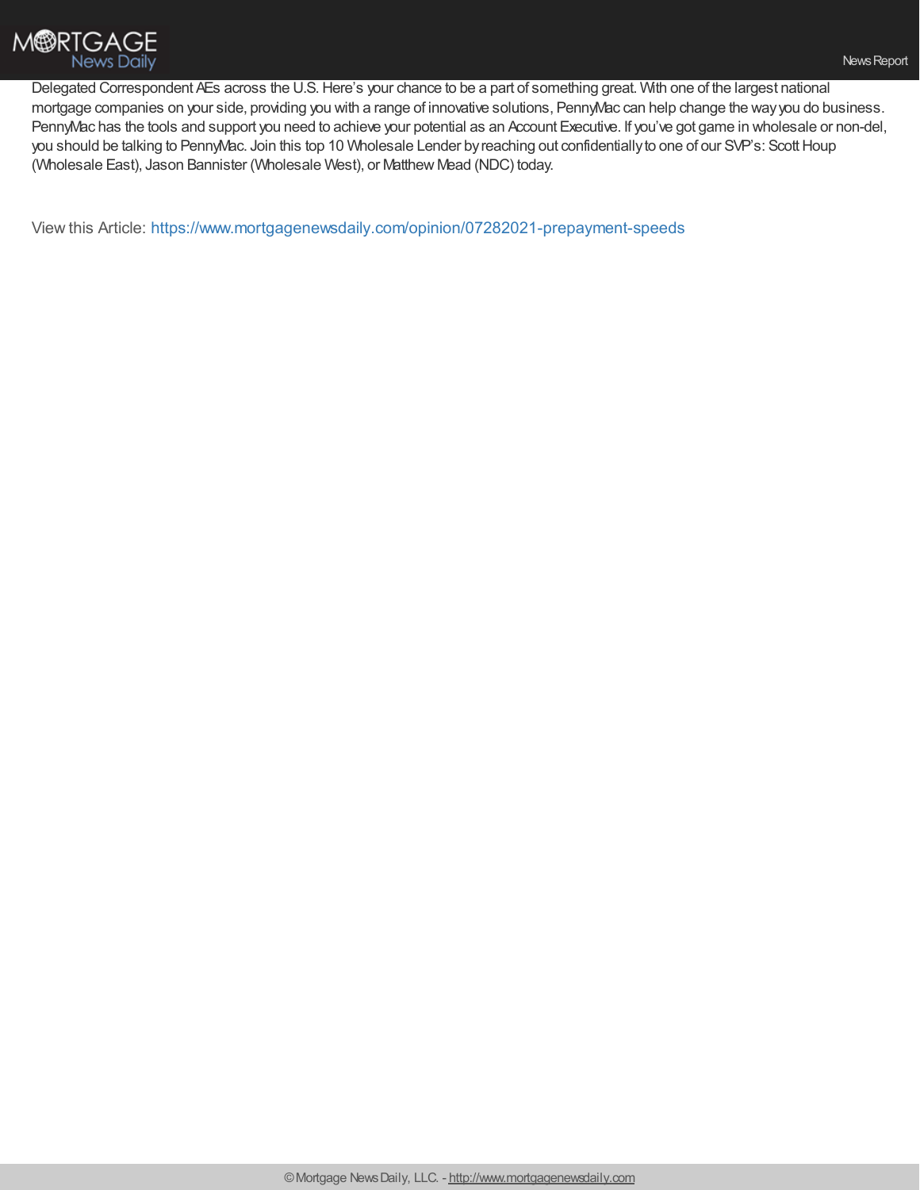Delegated Correspondent AEs across the U.S. Here's your chance to be a part of something great. With one of the largest national mortgage companies on your side, providing you with a range of innovative solutions, PennyMac can help change the way you do business. PennyMac has the tools and support you need to achieve your potential as an Account Executive. If you've got game in wholesale or non-del, you should be talking to PennyMac. Join this top 10 Wholesale Lender by reaching out confidentially to one of our SVP's: Scott Houp (Wholesale East), Jason Bannister (Wholesale West), or Matthew Mead (NDC) today.

View this Article: https://www.mortgagenewsdaily.com/opinion/07282021-prepayment-speeds